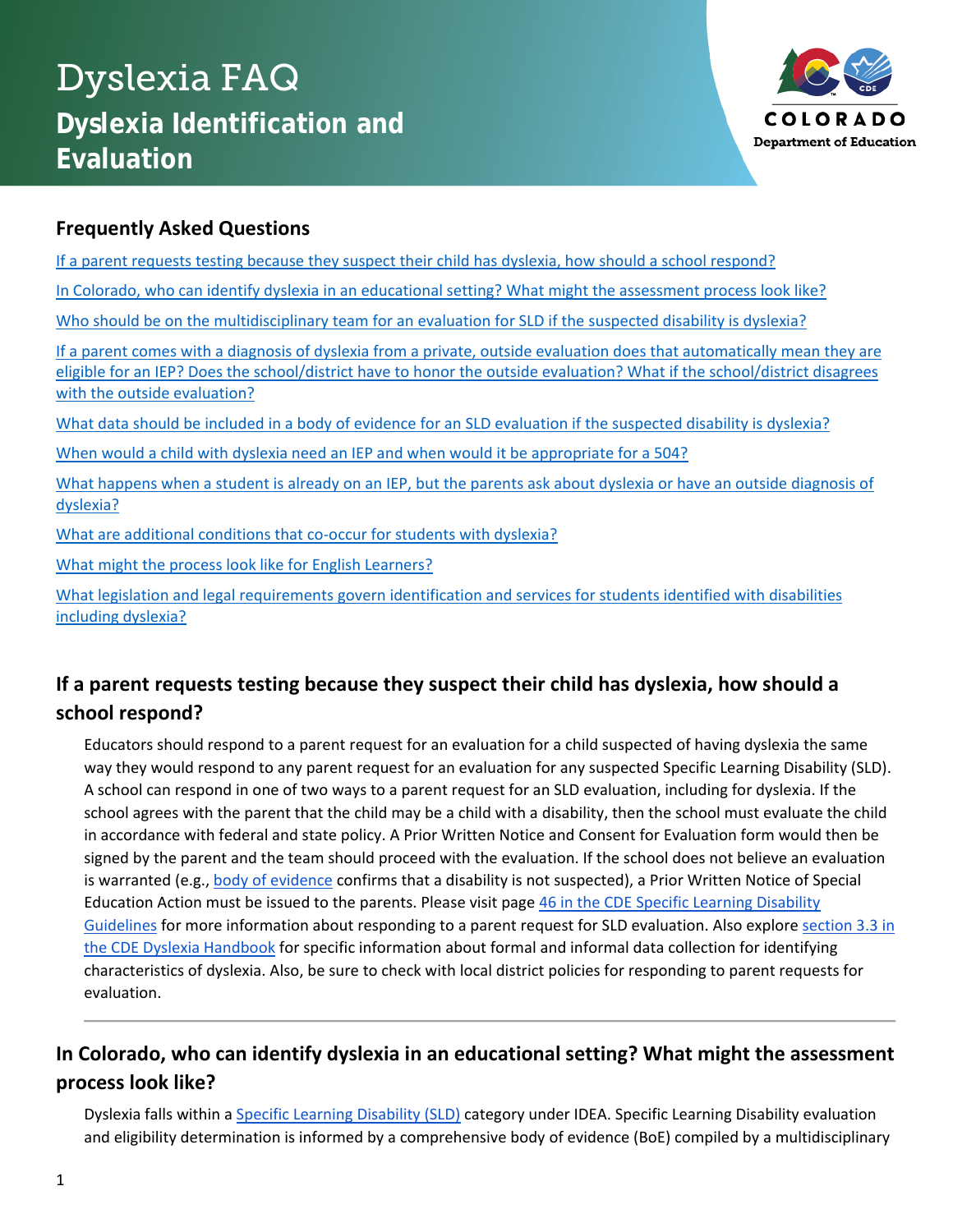# Dyslexia FAQ

## Dyslexia Identification and Evaluation

COLORADO Department of Education

### Frequently Asked Questions

[If a parent requests testing because they suspect their child has dyslexia, how should a school respond?]

[In Colorado, who can identify dyslexia in an educational setting? What might the assessment process look like?]

[Who should be on the multidisciplinary team for an evaluation for SLD if the suspected disability is dyslexia?]

[If a parent comes with a diagnosis of dyslexia from a private, outside evaluation does that automatically mean they are eligible for an IEP? Does the school/district have to honor the outside evaluation? What if the school/district disagrees with the outside evaluation?]

[What data should be included in a body of evidence for an SLD evaluation if the suspected disability is dyslexia?]

[When would a child with dyslexia need an IEP and when would it be appropriate for a 504?]

[What happens when a student is already on an IEP, but the parents ask about dyslexia or have an outside diagnosis of dyslexia?]

[What are additional conditions that co-occur for students with dyslexia?]

[What might the process look like for English Learners?]

[What legislation and legal requirements govern identification and services for students identified with disabilities including dyslexia?]

### If a parent requests testing because they suspect their child has dyslexia, how should a school respond?

Educators should respond to a parent request for an evaluation for a child suspected of having dyslexia the same way they would respond to any parent request for an evaluation for any suspected Specific Learning Disability (SLD). A school can respond in one of two ways to a parent request for an SLD evaluation, including for dyslexia. If the school agrees with the parent that the child may be a child with a disability, then the school must evaluate the child in accordance with federal and state policy. A Prior Written Notice and Consent for Evaluation form would then be signed by the parent and the team should proceed with the evaluation. If the school does not believe an evaluation is warranted (e.g., body of evidence confirms that a disability is not suspected), a Prior Written Notice of Special Education Action must be issued to the parents. Please visit page 46 in the CDE Specific Learning Disability Guidelines for more information about responding to a parent request for SLD evaluation. Also explore section 3.3 in the CDE Dyslexia Handbook for specific information about formal and informal data collection for identifying characteristics of dyslexia. Also, be sure to check with local district policies for responding to parent requests for evaluation.

### In Colorado, who can identify dyslexia in an educational setting? What might the assessment process look like?

Dyslexia falls within a Specific Learning Disability (SLD) category under IDEA. Specific Learning Disability evaluation and eligibility determination is informed by a comprehensive body of evidence (BoE) compiled by a multidisciplinary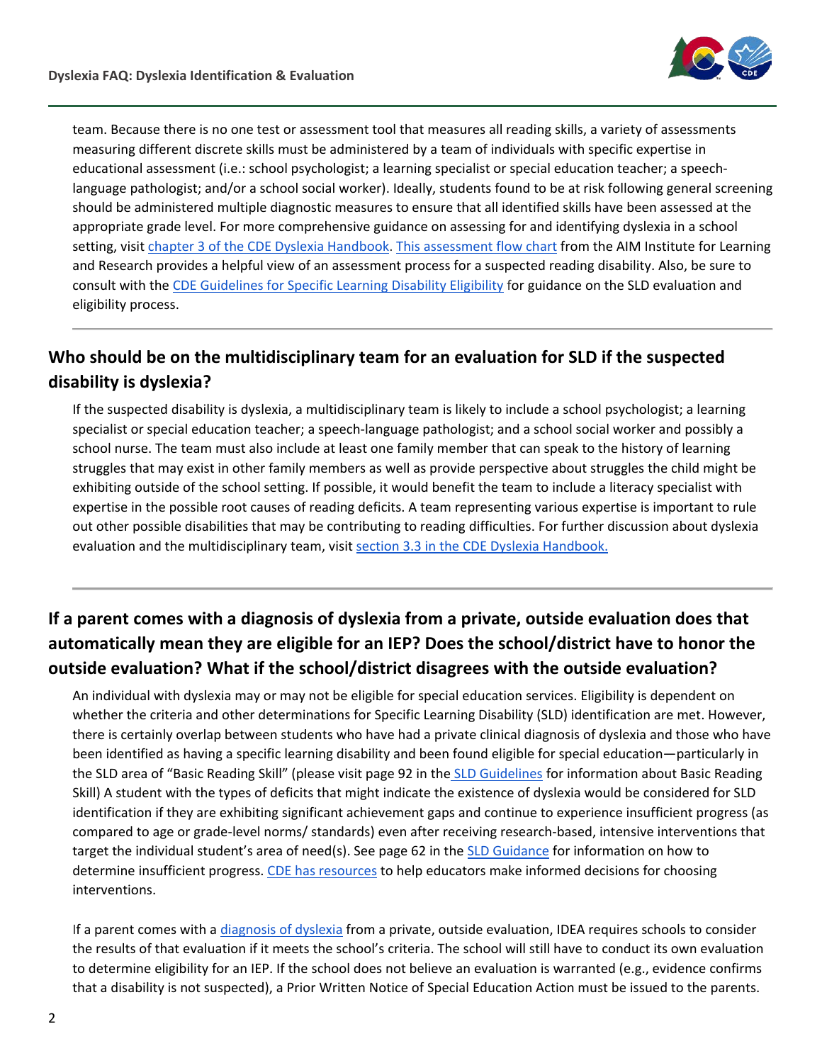team. Because there is no one test or assessment tool that measures all reading skills, a variety of assessments measuring different discrete skills must be administered by a team of individuals with specific expertise in educational assessment (i.e.: school psychologist; a learning specialist or special education teacher; a speech-language pathologist; and/or a school social worker). Ideally, students found to be at risk following general screening should be administered multiple diagnostic measures to ensure that all identified skills have been assessed at the appropriate grade level. For more comprehensive guidance on assessing for and identifying dyslexia in a school setting, visit chapter 3 of the CDE Dyslexia Handbook. This assessment flow chart from the AIM Institute for Learning and Research provides a helpful view of an assessment process for a suspected reading disability. Also, be sure to consult with the CDE Guidelines for Specific Learning Disability Eligibility for guidance on the SLD evaluation and eligibility process.

---

## Who should be on the multidisciplinary team for an evaluation for SLD if the suspected disability is dyslexia?

If the suspected disability is dyslexia, a multidisciplinary team is likely to include a school psychologist; a learning specialist or special education teacher; a speech-language pathologist; and a school social worker and possibly a school nurse. The team must also include at least one family member that can speak to the history of learning struggles that may exist in other family members as well as provide perspective about struggles the child might be exhibiting outside of the school setting. If possible, it would benefit the team to include a literacy specialist with expertise in the possible root causes of reading deficits. A team representing various expertise is important to rule out other possible disabilities that may be contributing to reading difficulties. For further discussion about dyslexia evaluation and the multidisciplinary team, visit section 3.3 in the CDE Dyslexia Handbook.

---

## If a parent comes with a diagnosis of dyslexia from a private, outside evaluation does that automatically mean they are eligible for an IEP? Does the school/district have to honor the outside evaluation? What if the school/district disagrees with the outside evaluation?

An individual with dyslexia may or may not be eligible for special education services. Eligibility is dependent on whether the criteria and other determinations for Specific Learning Disability (SLD) identification are met. However, there is certainly overlap between students who have had a private clinical diagnosis of dyslexia and those who have been identified as having a specific learning disability and been found eligible for special education—particularly in the SLD area of "Basic Reading Skill" (please visit page 92 in the SLD Guidelines for information about Basic Reading Skill) A student with the types of deficits that might indicate the existence of dyslexia would be considered for SLD identification if they are exhibiting significant achievement gaps and continue to experience insufficient progress (as compared to age or grade-level norms/ standards) even after receiving research-based, intensive interventions that target the individual student's area of need(s). See page 62 in the SLD Guidance for information on how to determine insufficient progress. CDE has resources to help educators make informed decisions for choosing interventions.

If a parent comes with a diagnosis of dyslexia from a private, outside evaluation, IDEA requires schools to consider the results of that evaluation if it meets the school's criteria. The school will still have to conduct its own evaluation to determine eligibility for an IEP. If the school does not believe an evaluation is warranted (e.g., evidence confirms that a disability is not suspected), a Prior Written Notice of Special Education Action must be issued to the parents.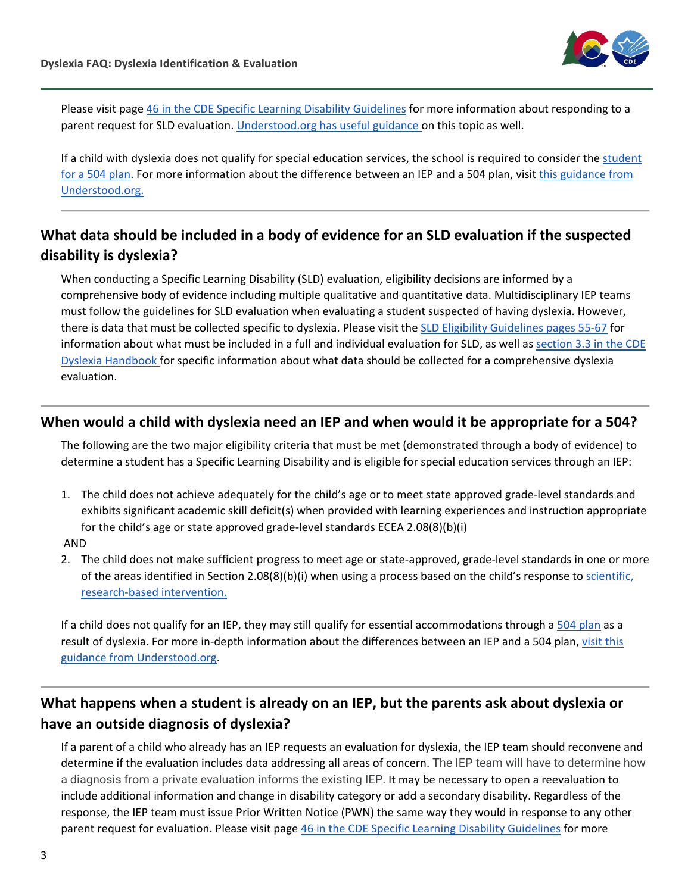Please visit page 46 in the CDE Specific Learning Disability Guidelines for more information about responding to a parent request for SLD evaluation. Understood.org has useful guidance on this topic as well.

If a child with dyslexia does not qualify for special education services, the school is required to consider the student for a 504 plan. For more information about the difference between an IEP and a 504 plan, visit this guidance from Understood.org.

## What data should be included in a body of evidence for an SLD evaluation if the suspected disability is dyslexia?

When conducting a Specific Learning Disability (SLD) evaluation, eligibility decisions are informed by a comprehensive body of evidence including multiple qualitative and quantitative data. Multidisciplinary IEP teams must follow the guidelines for SLD evaluation when evaluating a student suspected of having dyslexia. However, there is data that must be collected specific to dyslexia. Please visit the SLD Eligibility Guidelines pages 55-67 for information about what must be included in a full and individual evaluation for SLD, as well as section 3.3 in the CDE Dyslexia Handbook for specific information about what data should be collected for a comprehensive dyslexia evaluation.

## When would a child with dyslexia need an IEP and when would it be appropriate for a 504?

The following are the two major eligibility criteria that must be met (demonstrated through a body of evidence) to determine a student has a Specific Learning Disability and is eligible for special education services through an IEP:

1. The child does not achieve adequately for the child's age or to meet state approved grade-level standards and exhibits significant academic skill deficit(s) when provided with learning experiences and instruction appropriate for the child's age or state approved grade-level standards ECEA 2.08(8)(b)(i)

AND

2. The child does not make sufficient progress to meet age or state-approved, grade-level standards in one or more of the areas identified in Section 2.08(8)(b)(i) when using a process based on the child's response to scientific, research-based intervention.

If a child does not qualify for an IEP, they may still qualify for essential accommodations through a 504 plan as a result of dyslexia. For more in-depth information about the differences between an IEP and a 504 plan, visit this guidance from Understood.org.

## What happens when a student is already on an IEP, but the parents ask about dyslexia or have an outside diagnosis of dyslexia?

If a parent of a child who already has an IEP requests an evaluation for dyslexia, the IEP team should reconvene and determine if the evaluation includes data addressing all areas of concern. The IEP team will have to determine how a diagnosis from a private evaluation informs the existing IEP. It may be necessary to open a reevaluation to include additional information and change in disability category or add a secondary disability. Regardless of the response, the IEP team must issue Prior Written Notice (PWN) the same way they would in response to any other parent request for evaluation. Please visit page 46 in the CDE Specific Learning Disability Guidelines for more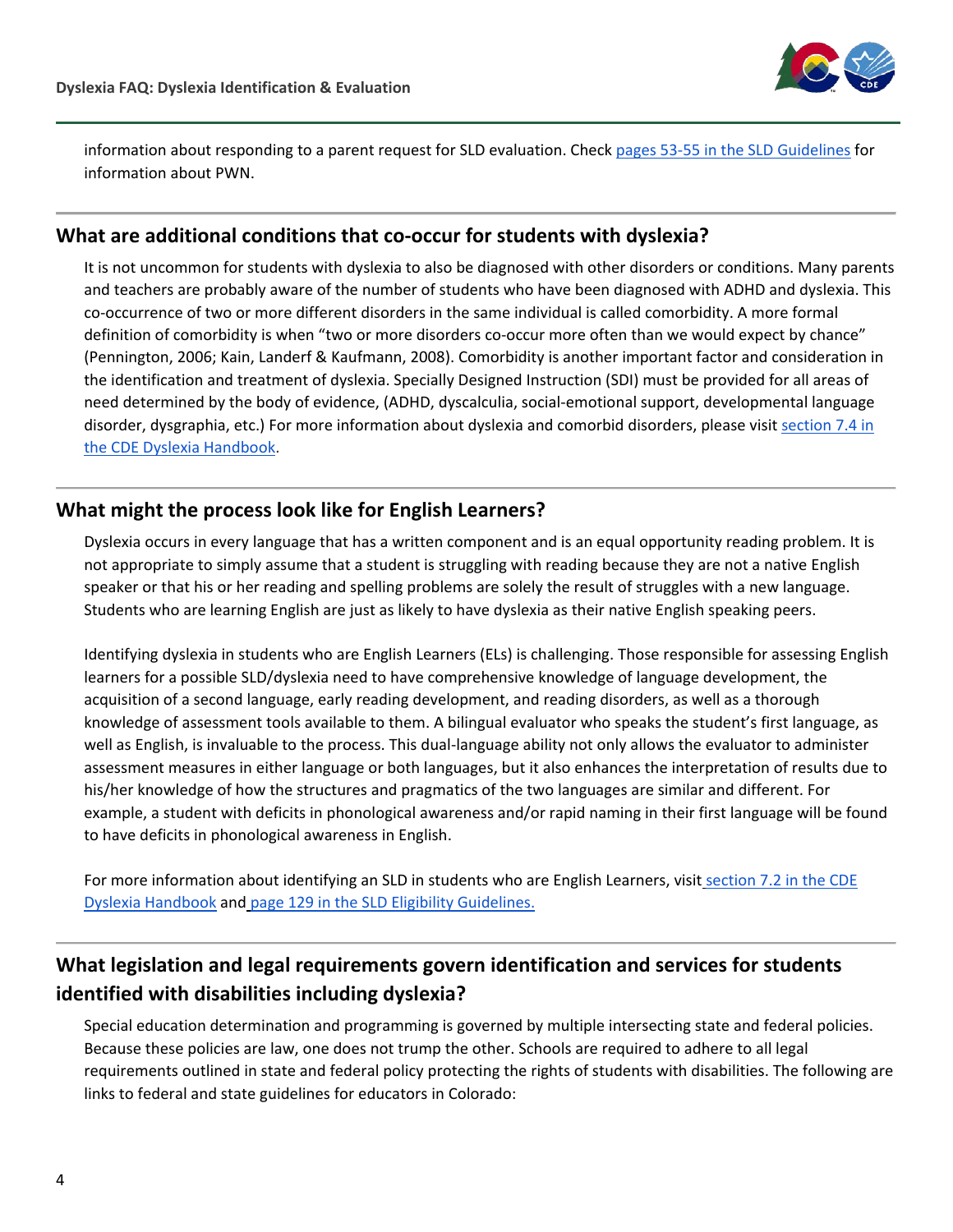information about responding to a parent request for SLD evaluation. Check [pages 53-55 in the SLD Guidelines](#) for information about PWN.

## What are additional conditions that co-occur for students with dyslexia?

It is not uncommon for students with dyslexia to also be diagnosed with other disorders or conditions. Many parents and teachers are probably aware of the number of students who have been diagnosed with ADHD and dyslexia. This co-occurrence of two or more different disorders in the same individual is called comorbidity. A more formal definition of comorbidity is when "two or more disorders co-occur more often than we would expect by chance" (Pennington, 2006; Kain, Landerf & Kaufmann, 2008). Comorbidity is another important factor and consideration in the identification and treatment of dyslexia. Specially Designed Instruction (SDI) must be provided for all areas of need determined by the body of evidence, (ADHD, dyscalculia, social-emotional support, developmental language disorder, dysgraphia, etc.) For more information about dyslexia and comorbid disorders, please visit [section 7.4 in the CDE Dyslexia Handbook](#).

## What might the process look like for English Learners?

Dyslexia occurs in every language that has a written component and is an equal opportunity reading problem. It is not appropriate to simply assume that a student is struggling with reading because they are not a native English speaker or that his or her reading and spelling problems are solely the result of struggles with a new language. Students who are learning English are just as likely to have dyslexia as their native English speaking peers.

Identifying dyslexia in students who are English Learners (ELs) is challenging. Those responsible for assessing English learners for a possible SLD/dyslexia need to have comprehensive knowledge of language development, the acquisition of a second language, early reading development, and reading disorders, as well as a thorough knowledge of assessment tools available to them. A bilingual evaluator who speaks the student's first language, as well as English, is invaluable to the process. This dual-language ability not only allows the evaluator to administer assessment measures in either language or both languages, but it also enhances the interpretation of results due to his/her knowledge of how the structures and pragmatics of the two languages are similar and different. For example, a student with deficits in phonological awareness and/or rapid naming in their first language will be found to have deficits in phonological awareness in English.

For more information about identifying an SLD in students who are English Learners, visit [section 7.2 in the CDE Dyslexia Handbook](#) and [page 129 in the SLD Eligibility Guidelines.](#)

## What legislation and legal requirements govern identification and services for students identified with disabilities including dyslexia?

Special education determination and programming is governed by multiple intersecting state and federal policies. Because these policies are law, one does not trump the other. Schools are required to adhere to all legal requirements outlined in state and federal policy protecting the rights of students with disabilities. The following are links to federal and state guidelines for educators in Colorado: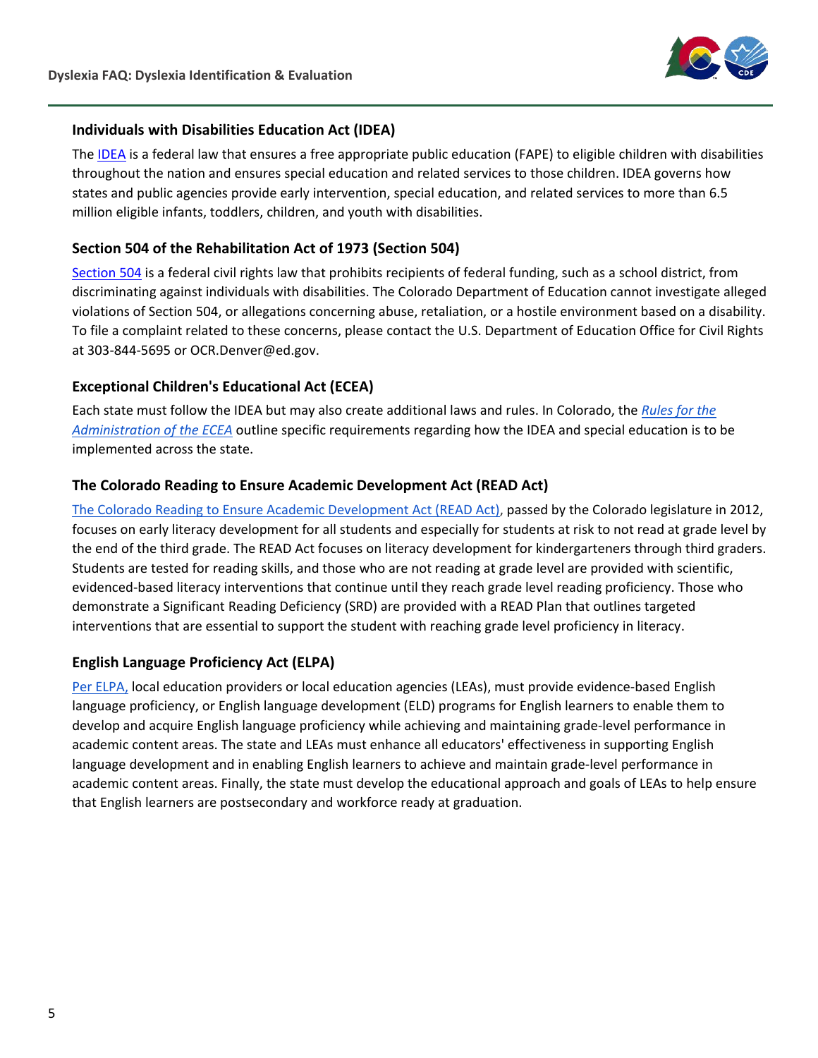### Individuals with Disabilities Education Act (IDEA)

The IDEA is a federal law that ensures a free appropriate public education (FAPE) to eligible children with disabilities throughout the nation and ensures special education and related services to those children. IDEA governs how states and public agencies provide early intervention, special education, and related services to more than 6.5 million eligible infants, toddlers, children, and youth with disabilities.

### Section 504 of the Rehabilitation Act of 1973 (Section 504)

Section 504 is a federal civil rights law that prohibits recipients of federal funding, such as a school district, from discriminating against individuals with disabilities. The Colorado Department of Education cannot investigate alleged violations of Section 504, or allegations concerning abuse, retaliation, or a hostile environment based on a disability. To file a complaint related to these concerns, please contact the U.S. Department of Education Office for Civil Rights at 303-844-5695 or OCR.Denver@ed.gov.

### Exceptional Children's Educational Act (ECEA)

Each state must follow the IDEA but may also create additional laws and rules. In Colorado, the *Rules for the Administration of the ECEA* outline specific requirements regarding how the IDEA and special education is to be implemented across the state.

### The Colorado Reading to Ensure Academic Development Act (READ Act)

The Colorado Reading to Ensure Academic Development Act (READ Act), passed by the Colorado legislature in 2012, focuses on early literacy development for all students and especially for students at risk to not read at grade level by the end of the third grade. The READ Act focuses on literacy development for kindergarteners through third graders. Students are tested for reading skills, and those who are not reading at grade level are provided with scientific, evidenced-based literacy interventions that continue until they reach grade level reading proficiency. Those who demonstrate a Significant Reading Deficiency (SRD) are provided with a READ Plan that outlines targeted interventions that are essential to support the student with reaching grade level proficiency in literacy.

### English Language Proficiency Act (ELPA)

Per ELPA, local education providers or local education agencies (LEAs), must provide evidence-based English language proficiency, or English language development (ELD) programs for English learners to enable them to develop and acquire English language proficiency while achieving and maintaining grade-level performance in academic content areas. The state and LEAs must enhance all educators' effectiveness in supporting English language development and in enabling English learners to achieve and maintain grade-level performance in academic content areas. Finally, the state must develop the educational approach and goals of LEAs to help ensure that English learners are postsecondary and workforce ready at graduation.